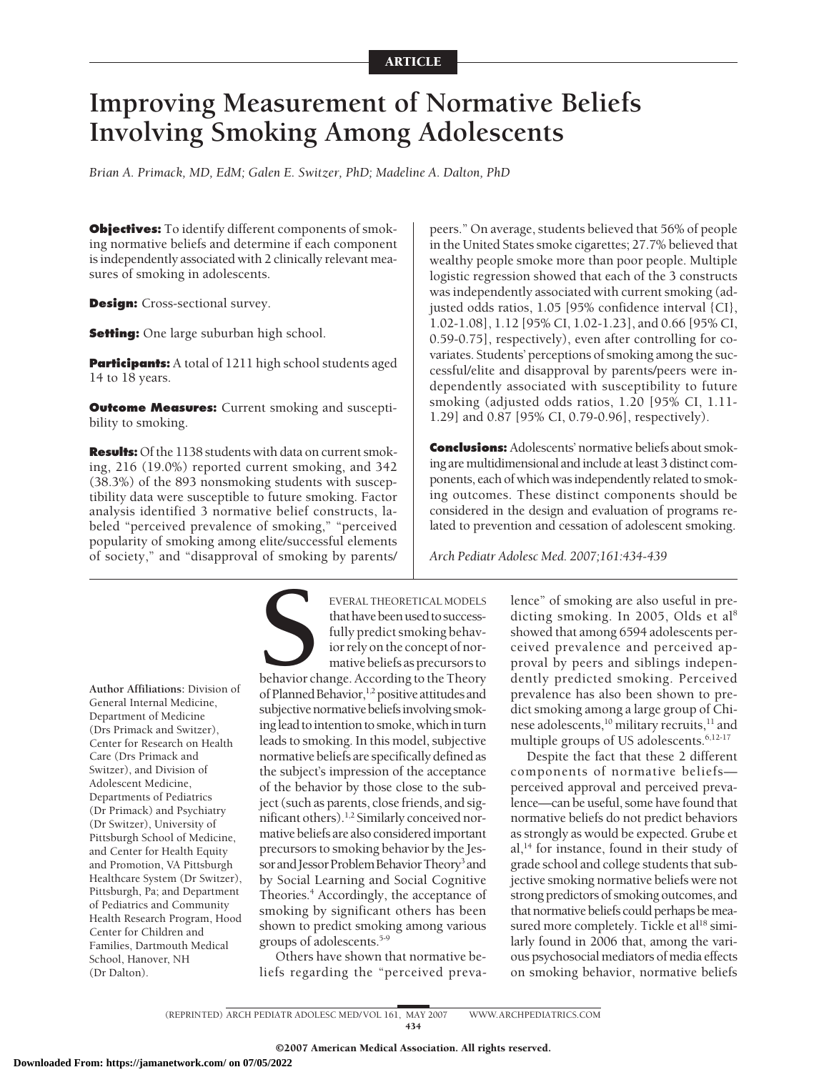ARTICLE

# Improving Measurement of Normative Beliefs Involving Smoking Among Adolescents

*Brian A. Primack, MD, EdM; Galen E. Switzer, PhD; Madeline A. Dalton, PhD*

**Objectives:** To identify different components of smoking normative beliefs and determine if each component is independently associated with 2 clinically relevant measures of smoking in adolescents.

**Design:** Cross-sectional survey.

**Setting:** One large suburban high school.

**Participants:** A total of 1211 high school students aged 14 to 18 years.

**Outcome Measures:** Current smoking and susceptibility to smoking.

**Results:** Of the 1138 students with data on current smoking, 216 (19.0%) reported current smoking, and 342 (38.3%) of the 893 nonsmoking students with susceptibility data were susceptible to future smoking. Factor analysis identified 3 normative belief constructs, labeled "perceived prevalence of smoking," "perceived popularity of smoking among elite/successful elements of society," and "disapproval of smoking by parents/peers." On average, students believed that 56% of people in the United States smoke cigarettes; 27.7% believed that wealthy people smoke more than poor people. Multiple logistic regression showed that each of the 3 constructs was independently associated with current smoking (adjusted odds ratios, 1.05 [95% confidence interval {CI}, 1.02-1.08], 1.12 [95% CI, 1.02-1.23], and 0.66 [95% CI, 0.59-0.75], respectively), even after controlling for covariates. Students' perceptions of smoking among the successful/elite and disapproval by parents/peers were independently associated with susceptibility to future smoking (adjusted odds ratios, 1.20 [95% CI, 1.11-1.29] and 0.87 [95% CI, 0.79-0.96], respectively).

**Conclusions:** Adolescents' normative beliefs about smoking are multidimensional and include at least 3 distinct components, each of which was independently related to smoking outcomes. These distinct components should be considered in the design and evaluation of programs related to prevention and cessation of adolescent smoking.

*Arch Pediatr Adolesc Med. 2007;161:434-439*

Author Affiliations: Division of General Internal Medicine, Department of Medicine (Drs Primack and Switzer), Center for Research on Health Care (Drs Primack and Switzer), and Division of Adolescent Medicine, Departments of Pediatrics (Dr Primack) and Psychiatry (Dr Switzer), University of Pittsburgh School of Medicine, and Center for Health Equity and Promotion, VA Pittsburgh Healthcare System (Dr Switzer), Pittsburgh, Pa; and Department of Pediatrics and Community Health Research Program, Hood Center for Children and Families, Dartmouth Medical School, Hanover, NH (Dr Dalton).

SEVERAL THEORETICAL MODELS that have been used to successfully predict smoking behavior rely on the concept of normative beliefs as precursors to behavior change. According to the Theory of Planned Behavior,[1,2] positive attitudes and subjective normative beliefs involving smoking lead to intention to smoke, which in turn leads to smoking. In this model, subjective normative beliefs are specifically defined as the subject's impression of the acceptance of the behavior by those close to the subject (such as parents, close friends, and significant others).[1,2] Similarly conceived normative beliefs are also considered important precursors to smoking behavior by the Jessor and Jessor Problem Behavior Theory[3] and by Social Learning and Social Cognitive Theories.[4] Accordingly, the acceptance of smoking by significant others has been shown to predict smoking among various groups of adolescents.[5-9]

Others have shown that normative beliefs regarding the "perceived prevalence" of smoking are also useful in predicting smoking. In 2005, Olds et al[8] showed that among 6594 adolescents perceived prevalence and perceived approval by peers and siblings independently predicted smoking. Perceived prevalence has also been shown to predict smoking among a large group of Chinese adolescents,[10] military recruits,[11] and multiple groups of US adolescents.[6,12-17]

Despite the fact that these 2 different components of normative beliefs—perceived approval and perceived prevalence—can be useful, some have found that normative beliefs do not predict behaviors as strongly as would be expected. Grube et al,[14] for instance, found in their study of grade school and college students that subjective smoking normative beliefs were not strong predictors of smoking outcomes, and that normative beliefs could perhaps be measured more completely. Tickle et al[18] similarly found in 2006 that, among the various psychosocial mediators of media effects on smoking behavior, normative beliefs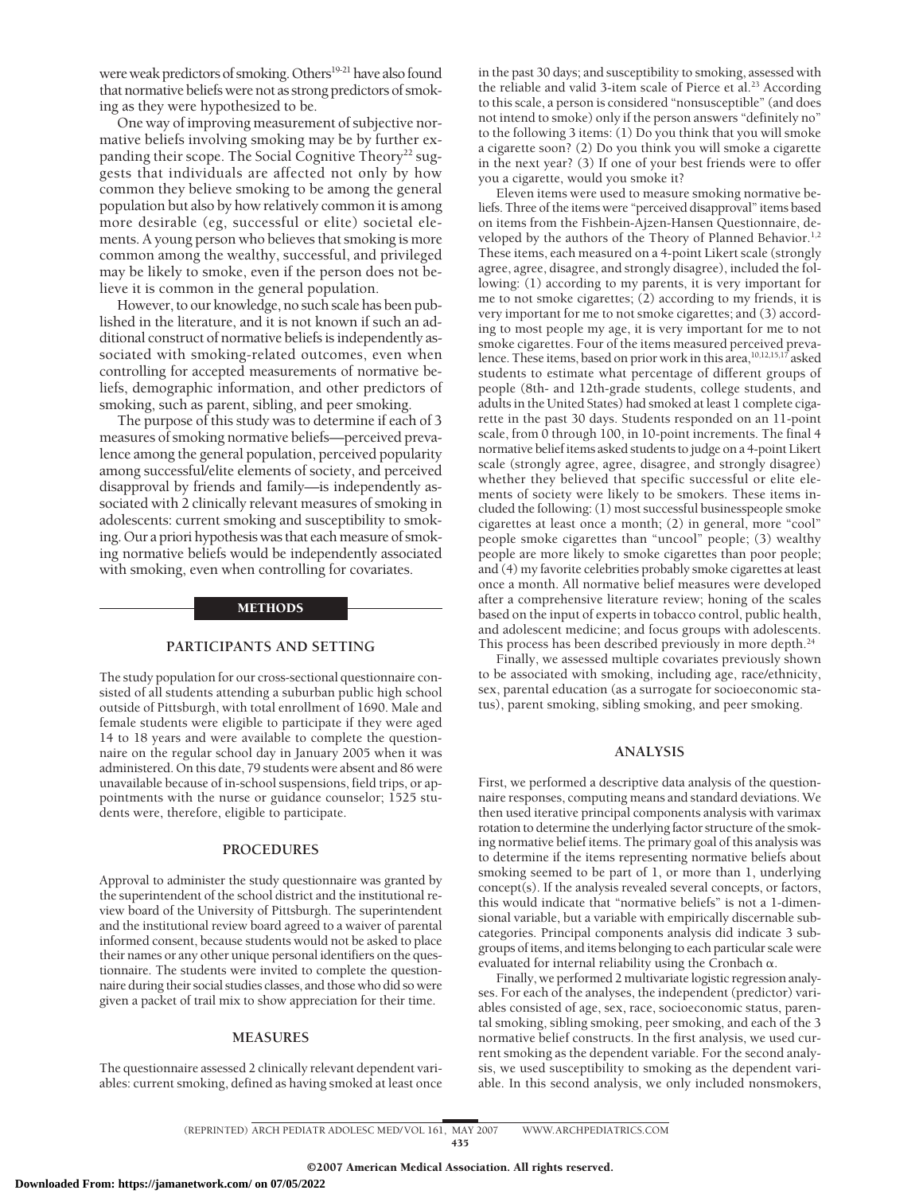were weak predictors of smoking. Others[19-21] have also found that normative beliefs were not as strong predictors of smoking as they were hypothesized to be.

One way of improving measurement of subjective normative beliefs involving smoking may be by further expanding their scope. The Social Cognitive Theory[22] suggests that individuals are affected not only by how common they believe smoking to be among the general population but also by how relatively common it is among more desirable (eg, successful or elite) societal elements. A young person who believes that smoking is more common among the wealthy, successful, and privileged may be likely to smoke, even if the person does not believe it is common in the general population.

However, to our knowledge, no such scale has been published in the literature, and it is not known if such an additional construct of normative beliefs is independently associated with smoking-related outcomes, even when controlling for accepted measurements of normative beliefs, demographic information, and other predictors of smoking, such as parent, sibling, and peer smoking.

The purpose of this study was to determine if each of 3 measures of smoking normative beliefs—perceived prevalence among the general population, perceived popularity among successful/elite elements of society, and perceived disapproval by friends and family—is independently associated with 2 clinically relevant measures of smoking in adolescents: current smoking and susceptibility to smoking. Our a priori hypothesis was that each measure of smoking normative beliefs would be independently associated with smoking, even when controlling for covariates.

## METHODS

### PARTICIPANTS AND SETTING

The study population for our cross-sectional questionnaire consisted of all students attending a suburban public high school outside of Pittsburgh, with total enrollment of 1690. Male and female students were eligible to participate if they were aged 14 to 18 years and were available to complete the questionnaire on the regular school day in January 2005 when it was administered. On this date, 79 students were absent and 86 were unavailable because of in-school suspensions, field trips, or appointments with the nurse or guidance counselor; 1525 students were, therefore, eligible to participate.

### PROCEDURES

Approval to administer the study questionnaire was granted by the superintendent of the school district and the institutional review board of the University of Pittsburgh. The superintendent and the institutional review board agreed to a waiver of parental informed consent, because students would not be asked to place their names or any other unique personal identifiers on the questionnaire. The students were invited to complete the questionnaire during their social studies classes, and those who did so were given a packet of trail mix to show appreciation for their time.

### MEASURES

The questionnaire assessed 2 clinically relevant dependent variables: current smoking, defined as having smoked at least once in the past 30 days; and susceptibility to smoking, assessed with the reliable and valid 3-item scale of Pierce et al.[23] According to this scale, a person is considered "nonsusceptible" (and does not intend to smoke) only if the person answers "definitely no" to the following 3 items: (1) Do you think that you will smoke a cigarette soon? (2) Do you think you will smoke a cigarette in the next year? (3) If one of your best friends were to offer you a cigarette, would you smoke it?

Eleven items were used to measure smoking normative beliefs. Three of the items were "perceived disapproval" items based on items from the Fishbein-Ajzen-Hansen Questionnaire, developed by the authors of the Theory of Planned Behavior.[1,2] These items, each measured on a 4-point Likert scale (strongly agree, agree, disagree, and strongly disagree), included the following: (1) according to my parents, it is very important for me to not smoke cigarettes; (2) according to my friends, it is very important for me to not smoke cigarettes; and (3) according to most people my age, it is very important for me to not smoke cigarettes. Four of the items measured perceived prevalence. These items, based on prior work in this area,[10,12,15,17] asked students to estimate what percentage of different groups of people (8th- and 12th-grade students, college students, and adults in the United States) had smoked at least 1 complete cigarette in the past 30 days. Students responded on an 11-point scale, from 0 through 100, in 10-point increments. The final 4 normative belief items asked students to judge on a 4-point Likert scale (strongly agree, agree, disagree, and strongly disagree) whether they believed that specific successful or elite elements of society were likely to be smokers. These items included the following: (1) most successful businesspeople smoke cigarettes at least once a month; (2) in general, more "cool" people smoke cigarettes than "uncool" people; (3) wealthy people are more likely to smoke cigarettes than poor people; and (4) my favorite celebrities probably smoke cigarettes at least once a month. All normative belief measures were developed after a comprehensive literature review; honing of the scales based on the input of experts in tobacco control, public health, and adolescent medicine; and focus groups with adolescents. This process has been described previously in more depth.[24]

Finally, we assessed multiple covariates previously shown to be associated with smoking, including age, race/ethnicity, sex, parental education (as a surrogate for socioeconomic status), parent smoking, sibling smoking, and peer smoking.

### ANALYSIS

First, we performed a descriptive data analysis of the questionnaire responses, computing means and standard deviations. We then used iterative principal components analysis with varimax rotation to determine the underlying factor structure of the smoking normative belief items. The primary goal of this analysis was to determine if the items representing normative beliefs about smoking seemed to be part of 1, or more than 1, underlying concept(s). If the analysis revealed several concepts, or factors, this would indicate that "normative beliefs" is not a 1-dimensional variable, but a variable with empirically discernable subcategories. Principal components analysis did indicate 3 subgroups of items, and items belonging to each particular scale were evaluated for internal reliability using the Cronbach $\alpha$.

Finally, we performed 2 multivariate logistic regression analyses. For each of the analyses, the independent (predictor) variables consisted of age, sex, race, socioeconomic status, parental smoking, sibling smoking, peer smoking, and each of the 3 normative belief constructs. In the first analysis, we used current smoking as the dependent variable. For the second analysis, we used susceptibility to smoking as the dependent variable. In this second analysis, we only included nonsmokers,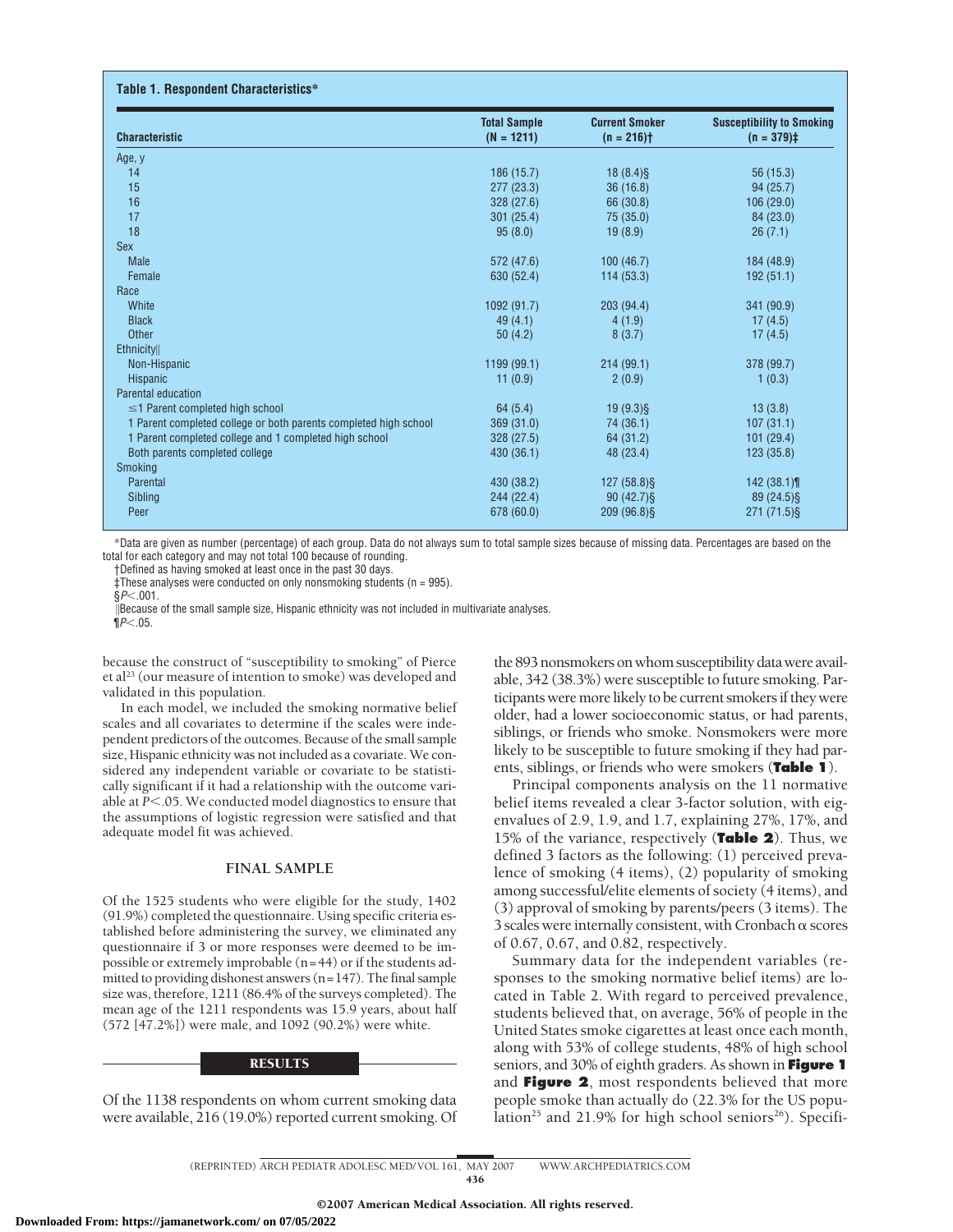**Table 1. Respondent Characteristics***

| Characteristic | Total Sample (N = 1211) | Current Smoker (n = 216)† | Susceptibility to Smoking (n = 379)‡ |
|---|---|---|---|
| Age, y | | | |
| 14 | 186 (15.7) | 18 (8.4)§ | 56 (15.3) |
| 15 | 277 (23.3) | 36 (16.8) | 94 (25.7) |
| 16 | 328 (27.6) | 66 (30.8) | 106 (29.0) |
| 17 | 301 (25.4) | 75 (35.0) | 84 (23.0) |
| 18 | 95 (8.0) | 19 (8.9) | 26 (7.1) |
| Sex | | | |
| Male | 572 (47.6) | 100 (46.7) | 184 (48.9) |
| Female | 630 (52.4) | 114 (53.3) | 192 (51.1) |
| Race | | | |
| White | 1092 (91.7) | 203 (94.4) | 341 (90.9) |
| Black | 49 (4.1) | 4 (1.9) | 17 (4.5) |
| Other | 50 (4.2) | 8 (3.7) | 17 (4.5) |
| Ethnicity‖ | | | |
| Non-Hispanic | 1199 (99.1) | 214 (99.1) | 378 (99.7) |
| Hispanic | 11 (0.9) | 2 (0.9) | 1 (0.3) |
| Parental education | | | |
| ≤1 Parent completed high school | 64 (5.4) | 19 (9.3)§ | 13 (3.8) |
| 1 Parent completed college or both parents completed high school | 369 (31.0) | 74 (36.1) | 107 (31.1) |
| 1 Parent completed college and 1 completed high school | 328 (27.5) | 64 (31.2) | 101 (29.4) |
| Both parents completed college | 430 (36.1) | 48 (23.4) | 123 (35.8) |
| Smoking | | | |
| Parental | 430 (38.2) | 127 (58.8)§ | 142 (38.1)¶ |
| Sibling | 244 (22.4) | 90 (42.7)§ | 89 (24.5)§ |
| Peer | 678 (60.0) | 209 (96.8)§ | 271 (71.5)§ |

*Data are given as number (percentage) of each group. Data do not always sum to total sample sizes because of missing data. Percentages are based on the total for each category and may not total 100 because of rounding.
†Defined as having smoked at least once in the past 30 days.
‡These analyses were conducted on only nonsmoking students (n = 995).
§$P<.001$.
‖Because of the small sample size, Hispanic ethnicity was not included in multivariate analyses.
¶$P<.05$.

because the construct of "susceptibility to smoking" of Pierce et al[23] (our measure of intention to smoke) was developed and validated in this population.

In each model, we included the smoking normative belief scales and all covariates to determine if the scales were independent predictors of the outcomes. Because of the small sample size, Hispanic ethnicity was not included as a covariate. We considered any independent variable or covariate to be statistically significant if it had a relationship with the outcome variable at $P<.05$. We conducted model diagnostics to ensure that the assumptions of logistic regression were satisfied and that adequate model fit was achieved.

## FINAL SAMPLE

Of the 1525 students who were eligible for the study, 1402 (91.9%) completed the questionnaire. Using specific criteria established before administering the survey, we eliminated any questionnaire if 3 or more responses were deemed to be impossible or extremely improbable (n=44) or if the students admitted to providing dishonest answers (n=147). The final sample size was, therefore, 1211 (86.4% of the surveys completed). The mean age of the 1211 respondents was 15.9 years, about half (572 [47.2%]) were male, and 1092 (90.2%) were white.

## RESULTS

Of the 1138 respondents on whom current smoking data were available, 216 (19.0%) reported current smoking. Of the 893 nonsmokers on whom susceptibility data were available, 342 (38.3%) were susceptible to future smoking. Participants were more likely to be current smokers if they were older, had a lower socioeconomic status, or had parents, siblings, or friends who smoke. Nonsmokers were more likely to be susceptible to future smoking if they had parents, siblings, or friends who were smokers (**Table 1**).

Principal components analysis on the 11 normative belief items revealed a clear 3-factor solution, with eigenvalues of 2.9, 1.9, and 1.7, explaining 27%, 17%, and 15% of the variance, respectively (**Table 2**). Thus, we defined 3 factors as the following: (1) perceived prevalence of smoking (4 items), (2) popularity of smoking among successful/elite elements of society (4 items), and (3) approval of smoking by parents/peers (3 items). The 3 scales were internally consistent, with Cronbach α scores of 0.67, 0.67, and 0.82, respectively.

Summary data for the independent variables (responses to the smoking normative belief items) are located in Table 2. With regard to perceived prevalence, students believed that, on average, 56% of people in the United States smoke cigarettes at least once each month, along with 53% of college students, 48% of high school seniors, and 30% of eighth graders. As shown in **Figure 1** and **Figure 2**, most respondents believed that more people smoke than actually do (22.3% for the US population[25] and 21.9% for high school seniors[26]). Specifi-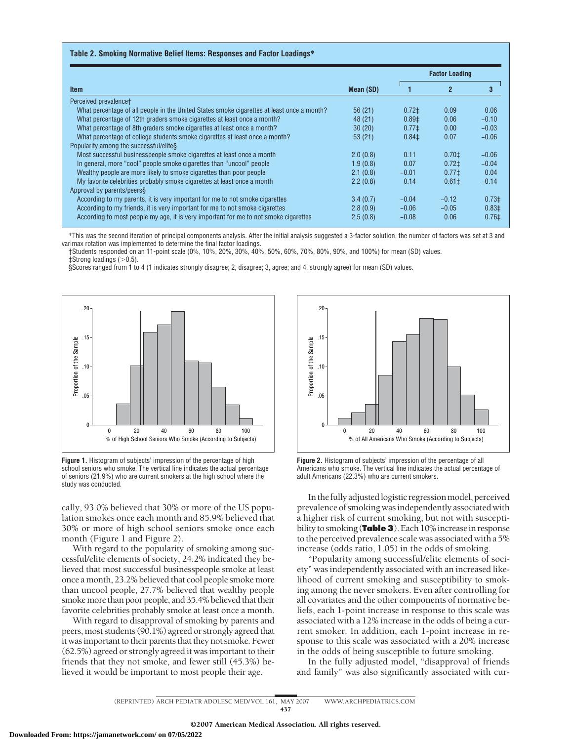**Table 2. Smoking Normative Belief Items: Responses and Factor Loadings***

| Item | Mean (SD) | Factor Loading | | |
|---|---|---|---|---|
| | | 1 | 2 | 3 |
| Perceived prevalence† | | | | |
| What percentage of all people in the United States smoke cigarettes at least once a month? | 56 (21) | 0.72‡ | 0.09 | 0.06 |
| What percentage of 12th graders smoke cigarettes at least once a month? | 48 (21) | 0.89‡ | 0.06 | −0.10 |
| What percentage of 8th graders smoke cigarettes at least once a month? | 30 (20) | 0.77‡ | 0.00 | −0.03 |
| What percentage of college students smoke cigarettes at least once a month? | 53 (21) | 0.84‡ | 0.07 | −0.06 |
| Popularity among the successful/elite§ | | | | |
| Most successful businesspeople smoke cigarettes at least once a month | 2.0 (0.8) | 0.11 | 0.70‡ | −0.06 |
| In general, more "cool" people smoke cigarettes than "uncool" people | 1.9 (0.8) | 0.07 | 0.72‡ | −0.04 |
| Wealthy people are more likely to smoke cigarettes than poor people | 2.1 (0.8) | −0.01 | 0.77‡ | 0.04 |
| My favorite celebrities probably smoke cigarettes at least once a month | 2.2 (0.8) | 0.14 | 0.61‡ | −0.14 |
| Approval by parents/peers§ | | | | |
| According to my parents, it is very important for me to not smoke cigarettes | 3.4 (0.7) | −0.04 | −0.12 | 0.73‡ |
| According to my friends, it is very important for me to not smoke cigarettes | 2.8 (0.9) | −0.06 | −0.05 | 0.83‡ |
| According to most people my age, it is very important for me to not smoke cigarettes | 2.5 (0.8) | −0.08 | 0.06 | 0.76‡ |

*This was the second iteration of principal components analysis. After the initial analysis suggested a 3-factor solution, the number of factors was set at 3 and varimax rotation was implemented to determine the final factor loadings.

†Students responded on an 11-point scale (0%, 10%, 20%, 30%, 40%, 50%, 60%, 70%, 80%, 90%, and 100%) for mean (SD) values.

‡Strong loadings (>0.5).

§Scores ranged from 1 to 4 (1 indicates strongly disagree; 2, disagree; 3, agree; and 4, strongly agree) for mean (SD) values.

**Figure 1.** Histogram of subjects' impression of the percentage of high school seniors who smoke. The vertical line indicates the actual percentage of seniors (21.9%) who are current smokers at the high school where the study was conducted.

**Figure 2.** Histogram of subjects' impression of the percentage of all Americans who smoke. The vertical line indicates the actual percentage of adult Americans (22.3%) who are current smokers.

cally, 93.0% believed that 30% or more of the US population smokes once each month and 85.9% believed that 30% or more of high school seniors smoke once each month (Figure 1 and Figure 2).

With regard to the popularity of smoking among successful/elite elements of society, 24.2% indicated they believed that most successful businesspeople smoke at least once a month, 23.2% believed that cool people smoke more than uncool people, 27.7% believed that wealthy people smoke more than poor people, and 35.4% believed that their favorite celebrities probably smoke at least once a month.

With regard to disapproval of smoking by parents and peers, most students (90.1%) agreed or strongly agreed that it was important to their parents that they not smoke. Fewer (62.5%) agreed or strongly agreed it was important to their friends that they not smoke, and fewer still (45.3%) believed it would be important to most people their age.

In the fully adjusted logistic regression model, perceived prevalence of smoking was independently associated with a higher risk of current smoking, but not with susceptibility to smoking (**Table 3**). Each 10% increase in response to the perceived prevalence scale was associated with a 5% increase (odds ratio, 1.05) in the odds of smoking.

"Popularity among successful/elite elements of society" was independently associated with an increased likelihood of current smoking and susceptibility to smoking among the never smokers. Even after controlling for all covariates and the other components of normative beliefs, each 1-point increase in response to this scale was associated with a 12% increase in the odds of being a current smoker. In addition, each 1-point increase in response to this scale was associated with a 20% increase in the odds of being susceptible to future smoking.

In the fully adjusted model, "disapproval of friends and family" was also significantly associated with cur-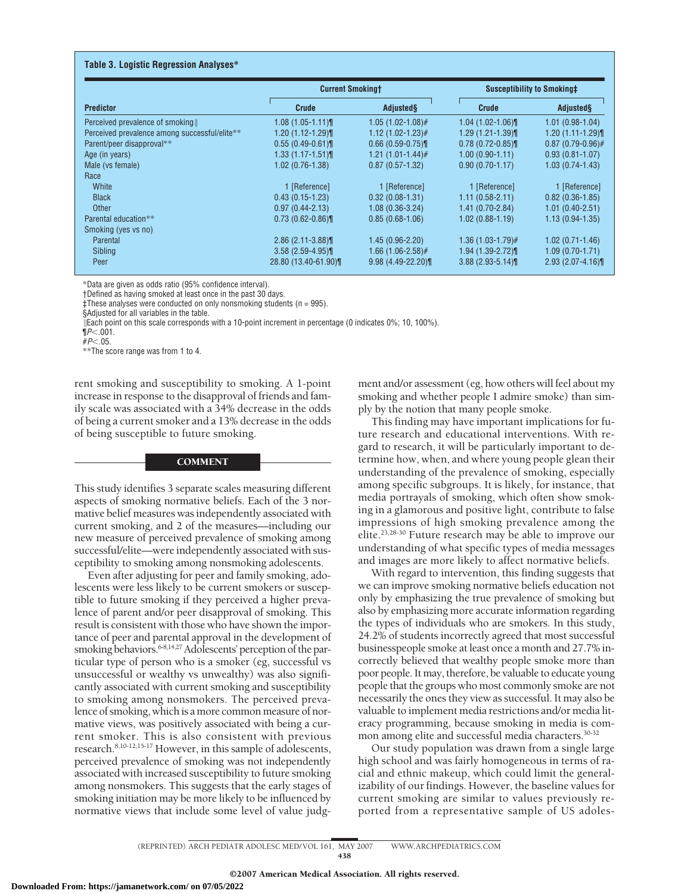**Table 3. Logistic Regression Analyses***

| Predictor | Current Smoking† | | Susceptibility to Smoking‡ | |
|---|---|---|---|---|
| | Crude | Adjusted§ | Crude | Adjusted§ |
| Perceived prevalence of smoking‖ | 1.08 (1.05-1.11)¶ | 1.05 (1.02-1.08)# | 1.04 (1.02-1.06)¶ | 1.01 (0.98-1.04) |
| Perceived prevalence among successful/elite** | 1.20 (1.12-1.29)¶ | 1.12 (1.02-1.23)# | 1.29 (1.21-1.39)¶ | 1.20 (1.11-1.29)¶ |
| Parent/peer disapproval** | 0.55 (0.49-0.61)¶ | 0.66 (0.59-0.75)¶ | 0.78 (0.72-0.85)¶ | 0.87 (0.79-0.96)# |
| Age (in years) | 1.33 (1.17-1.51)¶ | 1.21 (1.01-1.44)# | 1.00 (0.90-1.11) | 0.93 (0.81-1.07) |
| Male (vs female) | 1.02 (0.76-1.38) | 0.87 (0.57-1.32) | 0.90 (0.70-1.17) | 1.03 (0.74-1.43) |
| Race | | | | |
| White | 1 [Reference] | 1 [Reference] | 1 [Reference] | 1 [Reference] |
| Black | 0.43 (0.15-1.23) | 0.32 (0.08-1.31) | 1.11 (0.58-2.11) | 0.82 (0.36-1.85) |
| Other | 0.97 (0.44-2.13) | 1.08 (0.36-3.24) | 1.41 (0.70-2.84) | 1.01 (0.40-2.51) |
| Parental education** | 0.73 (0.62-0.86)¶ | 0.85 (0.68-1.06) | 1.02 (0.88-1.19) | 1.13 (0.94-1.35) |
| Smoking (yes vs no) | | | | |
| Parental | 2.86 (2.11-3.88)¶ | 1.45 (0.96-2.20) | 1.36 (1.03-1.79)# | 1.02 (0.71-1.46) |
| Sibling | 3.58 (2.59-4.95)¶ | 1.66 (1.06-2.58)# | 1.94 (1.39-2.72)¶ | 1.09 (0.70-1.71) |
| Peer | 28.80 (13.40-61.90)¶ | 9.98 (4.49-22.20)¶ | 3.88 (2.93-5.14)¶ | 2.93 (2.07-4.16)¶ |

*Data are given as odds ratio (95% confidence interval).
†Defined as having smoked at least once in the past 30 days.
‡These analyses were conducted on only nonsmoking students (n = 995).
§Adjusted for all variables in the table.
‖Each point on this scale corresponds with a 10-point increment in percentage (0 indicates 0%; 10, 100%).
¶$P<.001$.
#$P<.05$.
**The score range was from 1 to 4.

rent smoking and susceptibility to smoking. A 1-point increase in response to the disapproval of friends and family scale was associated with a 34% decrease in the odds of being a current smoker and a 13% decrease in the odds of being susceptible to future smoking.

## COMMENT

This study identifies 3 separate scales measuring different aspects of smoking normative beliefs. Each of the 3 normative belief measures was independently associated with current smoking, and 2 of the measures—including our new measure of perceived prevalence of smoking among successful/elite—were independently associated with susceptibility to smoking among nonsmoking adolescents.

Even after adjusting for peer and family smoking, adolescents were less likely to be current smokers or susceptible to future smoking if they perceived a higher prevalence of parent and/or peer disapproval of smoking. This result is consistent with those who have shown the importance of peer and parental approval in the development of smoking behaviors.[6-8,14,27] Adolescents' perception of the particular type of person who is a smoker (eg, successful vs unsuccessful or wealthy vs unwealthy) was also significantly associated with current smoking and susceptibility to smoking among nonsmokers. The perceived prevalence of smoking, which is a more common measure of normative views, was positively associated with being a current smoker. This is also consistent with previous research.[8,10-12,15-17] However, in this sample of adolescents, perceived prevalence of smoking was not independently associated with increased susceptibility to future smoking among nonsmokers. This suggests that the early stages of smoking initiation may be more likely to be influenced by normative views that include some level of value judgment and/or assessment (eg, how others will feel about my smoking and whether people I admire smoke) than simply by the notion that many people smoke.

This finding may have important implications for future research and educational interventions. With regard to research, it will be particularly important to determine how, when, and where young people glean their understanding of the prevalence of smoking, especially among specific subgroups. It is likely, for instance, that media portrayals of smoking, which often show smoking in a glamorous and positive light, contribute to false impressions of high smoking prevalence among the elite.[23,28-30] Future research may be able to improve our understanding of what specific types of media messages and images are more likely to affect normative beliefs.

With regard to intervention, this finding suggests that we can improve smoking normative beliefs education not only by emphasizing the true prevalence of smoking but also by emphasizing more accurate information regarding the types of individuals who are smokers. In this study, 24.2% of students incorrectly agreed that most successful businesspeople smoke at least once a month and 27.7% incorrectly believed that wealthy people smoke more than poor people. It may, therefore, be valuable to educate young people that the groups who most commonly smoke are not necessarily the ones they view as successful. It may also be valuable to implement media restrictions and/or media literacy programming, because smoking in media is common among elite and successful media characters.[30-32]

Our study population was drawn from a single large high school and was fairly homogeneous in terms of racial and ethnic makeup, which could limit the generalizability of our findings. However, the baseline values for current smoking are similar to values previously reported from a representative sample of US adoles-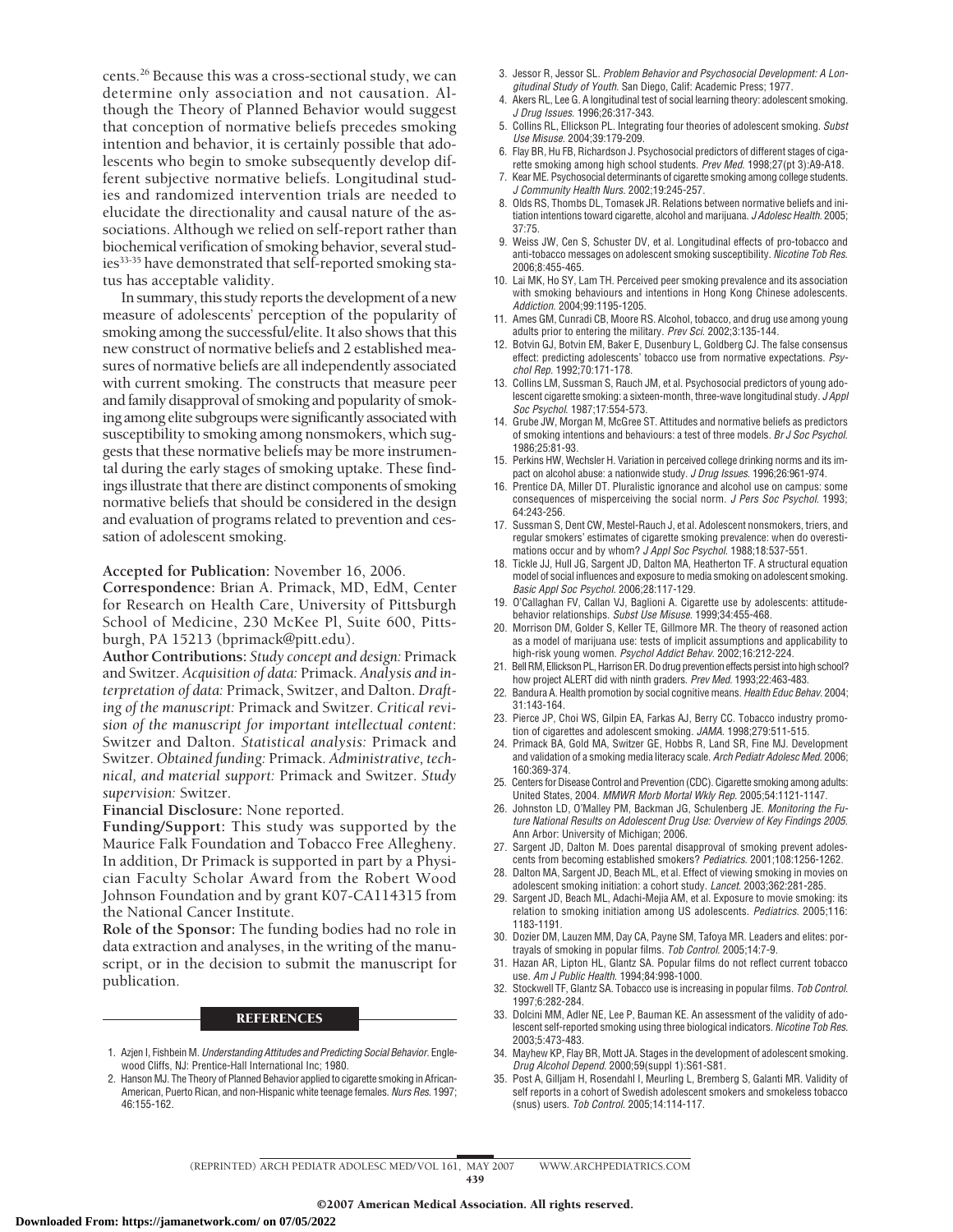cents.[26] Because this was a cross-sectional study, we can determine only association and not causation. Although the Theory of Planned Behavior would suggest that conception of normative beliefs precedes smoking intention and behavior, it is certainly possible that adolescents who begin to smoke subsequently develop different subjective normative beliefs. Longitudinal studies and randomized intervention trials are needed to elucidate the directionality and causal nature of the associations. Although we relied on self-report rather than biochemical verification of smoking behavior, several studies[33-35] have demonstrated that self-reported smoking status has acceptable validity.

In summary, this study reports the development of a new measure of adolescents' perception of the popularity of smoking among the successful/elite. It also shows that this new construct of normative beliefs and 2 established measures of normative beliefs are all independently associated with current smoking. The constructs that measure peer and family disapproval of smoking and popularity of smoking among elite subgroups were significantly associated with susceptibility to smoking among nonsmokers, which suggests that these normative beliefs may be more instrumental during the early stages of smoking uptake. These findings illustrate that there are distinct components of smoking normative beliefs that should be considered in the design and evaluation of programs related to prevention and cessation of adolescent smoking.

**Accepted for Publication:** November 16, 2006.

**Correspondence:** Brian A. Primack, MD, EdM, Center for Research on Health Care, University of Pittsburgh School of Medicine, 230 McKee Pl, Suite 600, Pittsburgh, PA 15213 (bprimack@pitt.edu).

**Author Contributions:** *Study concept and design:* Primack and Switzer. *Acquisition of data:* Primack. *Analysis and interpretation of data:* Primack, Switzer, and Dalton. *Drafting of the manuscript:* Primack and Switzer. *Critical revision of the manuscript for important intellectual content:* Switzer and Dalton. *Statistical analysis:* Primack and Switzer. *Obtained funding:* Primack. *Administrative, technical, and material support:* Primack and Switzer. *Study supervision:* Switzer.

**Financial Disclosure:** None reported.

**Funding/Support:** This study was supported by the Maurice Falk Foundation and Tobacco Free Allegheny. In addition, Dr Primack is supported in part by a Physician Faculty Scholar Award from the Robert Wood Johnson Foundation and by grant K07-CA114315 from the National Cancer Institute.

**Role of the Sponsor:** The funding bodies had no role in data extraction and analyses, in the writing of the manuscript, or in the decision to submit the manuscript for publication.

## REFERENCES

1. Azjen I, Fishbein M. *Understanding Attitudes and Predicting Social Behavior.* Englewood Cliffs, NJ: Prentice-Hall International Inc; 1980.
2. Hanson MJ. The Theory of Planned Behavior applied to cigarette smoking in African-American, Puerto Rican, and non-Hispanic white teenage females. *Nurs Res.* 1997; 46:155-162.
3. Jessor R, Jessor SL. *Problem Behavior and Psychosocial Development: A Longitudinal Study of Youth.* San Diego, Calif: Academic Press; 1977.
4. Akers RL, Lee G. A longitudinal test of social learning theory: adolescent smoking. *J Drug Issues.* 1996;26:317-343.
5. Collins RL, Ellickson PL. Integrating four theories of adolescent smoking. *Subst Use Misuse.* 2004;39:179-209.
6. Flay BR, Hu FB, Richardson J. Psychosocial predictors of different stages of cigarette smoking among high school students. *Prev Med.* 1998;27(pt 3):A9-A18.
7. Kear ME. Psychosocial determinants of cigarette smoking among college students. *J Community Health Nurs.* 2002;19:245-257.
8. Olds RS, Thombs DL, Tomasek JR. Relations between normative beliefs and initiation intentions toward cigarette, alcohol and marijuana. *J Adolesc Health.* 2005; 37:75.
9. Weiss JW, Cen S, Schuster DV, et al. Longitudinal effects of pro-tobacco and anti-tobacco messages on adolescent smoking susceptibility. *Nicotine Tob Res.* 2006;8:455-465.
10. Lai MK, Ho SY, Lam TH. Perceived peer smoking prevalence and its association with smoking behaviours and intentions in Hong Kong Chinese adolescents. *Addiction.* 2004;99:1195-1205.
11. Ames GM, Cunradi CB, Moore RS. Alcohol, tobacco, and drug use among young adults prior to entering the military. *Prev Sci.* 2002;3:135-144.
12. Botvin GJ, Botvin EM, Baker E, Dusenbury L, Goldberg CJ. The false consensus effect: predicting adolescents' tobacco use from normative expectations. *Psychol Rep.* 1992;70:171-178.
13. Collins LM, Sussman S, Rauch JM, et al. Psychosocial predictors of young adolescent cigarette smoking: a sixteen-month, three-wave longitudinal study. *J Appl Soc Psychol.* 1987;17:554-573.
14. Grube JW, Morgan M, McGree ST. Attitudes and normative beliefs as predictors of smoking intentions and behaviours: a test of three models. *Br J Soc Psychol.* 1986;25:81-93.
15. Perkins HW, Wechsler H. Variation in perceived college drinking norms and its impact on alcohol abuse: a nationwide study. *J Drug Issues.* 1996;26:961-974.
16. Prentice DA, Miller DT. Pluralistic ignorance and alcohol use on campus: some consequences of misperceiving the social norm. *J Pers Soc Psychol.* 1993; 64:243-256.
17. Sussman S, Dent CW, Mestel-Rauch J, et al. Adolescent nonsmokers, triers, and regular smokers' estimates of cigarette smoking prevalence: when do overestimations occur and by whom? *J Appl Soc Psychol.* 1988;18:537-551.
18. Tickle JJ, Hull JG, Sargent JD, Dalton MA, Heatherton TF. A structural equation model of social influences and exposure to media smoking on adolescent smoking. *Basic Appl Soc Psychol.* 2006;28:117-129.
19. O'Callaghan FV, Callan VJ, Baglioni A. Cigarette use by adolescents: attitude-behavior relationships. *Subst Use Misuse.* 1999;34:455-468.
20. Morrison DM, Golder S, Keller TE, Gillmore MR. The theory of reasoned action as a model of marijuana use: tests of implicit assumptions and applicability to high-risk young women. *Psychol Addict Behav.* 2002;16:212-224.
21. Bell RM, Ellickson PL, Harrison ER. Do drug prevention effects persist into high school? how project ALERT did with ninth graders. *Prev Med.* 1993;22:463-483.
22. Bandura A. Health promotion by social cognitive means. *Health Educ Behav.* 2004; 31:143-164.
23. Pierce JP, Choi WS, Gilpin EA, Farkas AJ, Berry CC. Tobacco industry promotion of cigarettes and adolescent smoking. *JAMA.* 1998;279:511-515.
24. Primack BA, Gold MA, Switzer GE, Hobbs R, Land SR, Fine MJ. Development and validation of a smoking media literacy scale. *Arch Pediatr Adolesc Med.* 2006; 160:369-374.
25. Centers for Disease Control and Prevention (CDC). Cigarette smoking among adults: United States, 2004. *MMWR Morb Mortal Wkly Rep.* 2005;54:1121-1147.
26. Johnston LD, O'Malley PM, Backman JG, Schulenberg JE. *Monitoring the Future National Results on Adolescent Drug Use: Overview of Key Findings 2005.* Ann Arbor: University of Michigan; 2006.
27. Sargent JD, Dalton M. Does parental disapproval of smoking prevent adolescents from becoming established smokers? *Pediatrics.* 2001;108:1256-1262.
28. Dalton MA, Sargent JD, Beach ML, et al. Effect of viewing smoking in movies on adolescent smoking initiation: a cohort study. *Lancet.* 2003;362:281-285.
29. Sargent JD, Beach ML, Adachi-Mejia AM, et al. Exposure to movie smoking: its relation to smoking initiation among US adolescents. *Pediatrics.* 2005;116: 1183-1191.
30. Dozier DM, Lauzen MM, Day CA, Payne SM, Tafoya MR. Leaders and elites: portrayals of smoking in popular films. *Tob Control.* 2005;14:7-9.
31. Hazan AR, Lipton HL, Glantz SA. Popular films do not reflect current tobacco use. *Am J Public Health.* 1994;84:998-1000.
32. Stockwell TF, Glantz SA. Tobacco use is increasing in popular films. *Tob Control.* 1997;6:282-284.
33. Dolcini MM, Adler NE, Lee P, Bauman KE. An assessment of the validity of adolescent self-reported smoking using three biological indicators. *Nicotine Tob Res.* 2003;5:473-483.
34. Mayhew KP, Flay BR, Mott JA. Stages in the development of adolescent smoking. *Drug Alcohol Depend.* 2000;59(suppl 1):S61-S81.
35. Post A, Gilljam H, Rosendahl I, Meurling L, Bremberg S, Galanti MR. Validity of self reports in a cohort of Swedish adolescent smokers and smokeless tobacco (snus) users. *Tob Control.* 2005;14:114-117.